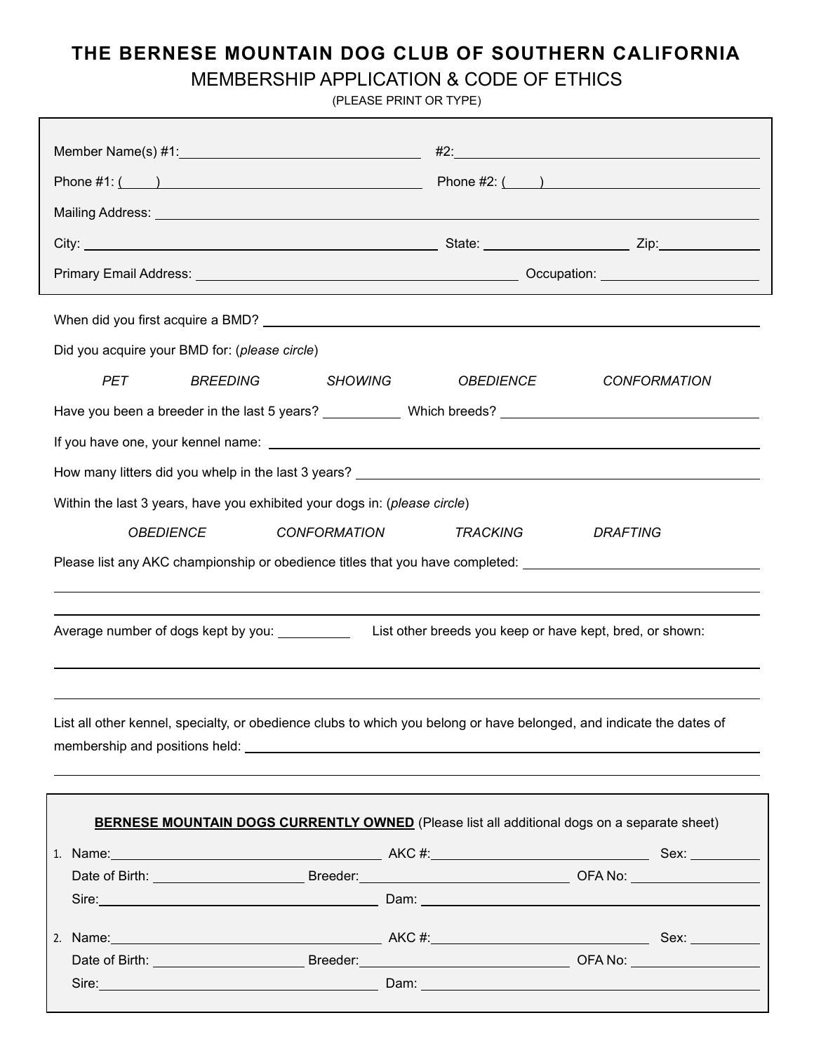# THE BERNESE MOUNTAIN DOG CLUB OF SOUTHERN CALIFORNIA

## MEMBERSHIP APPLICATION & CODE OF ETHICS

(PLEASE PRINT OR TYPE)

Member Name(s) #1: ______________________________ #2: ______________________________

Phone #1: ( ) ______________________________ Phone #2: ( ) ______________________________

Mailing Address: ____________________________________________________________

City: ______________________________ State: ______________ Zip: ____________

Primary Email Address: ______________________________ Occupation: ______________

When did you first acquire a BMD? ____________________________________________

Did you acquire your BMD for: (*please circle*)

*PET* *BREEDING* *SHOWING* *OBEDIENCE* *CONFORMATION*

Have you been a breeder in the last 5 years? __________ Which breeds? ______________________________

If you have one, your kennel name: ____________________________________________

How many litters did you whelp in the last 3 years? ____________________________________________

Within the last 3 years, have you exhibited your dogs in: (*please circle*)

*OBEDIENCE* *CONFORMATION* *TRACKING* *DRAFTING*

Please list any AKC championship or obedience titles that you have completed: ______________________________

____________________________________________________________

____________________________________________________________

Average number of dogs kept by you: __________ List other breeds you keep or have kept, bred, or shown:

____________________________________________________________

____________________________________________________________

List all other kennel, specialty, or obedience clubs to which you belong or have belonged, and indicate the dates of membership and positions held: ____________________________________________

____________________________________________________________

**BERNESE MOUNTAIN DOGS CURRENTLY OWNED** (Please list all additional dogs on a separate sheet)

1. Name: ______________________ AKC #: ______________________ Sex: __________
   Date of Birth: ______________ Breeder: ______________________ OFA No: ______________
   Sire: ______________________ Dam: ______________________

2. Name: ______________________ AKC #: ______________________ Sex: __________
   Date of Birth: ______________ Breeder: ______________________ OFA No: ______________
   Sire: ______________________ Dam: ______________________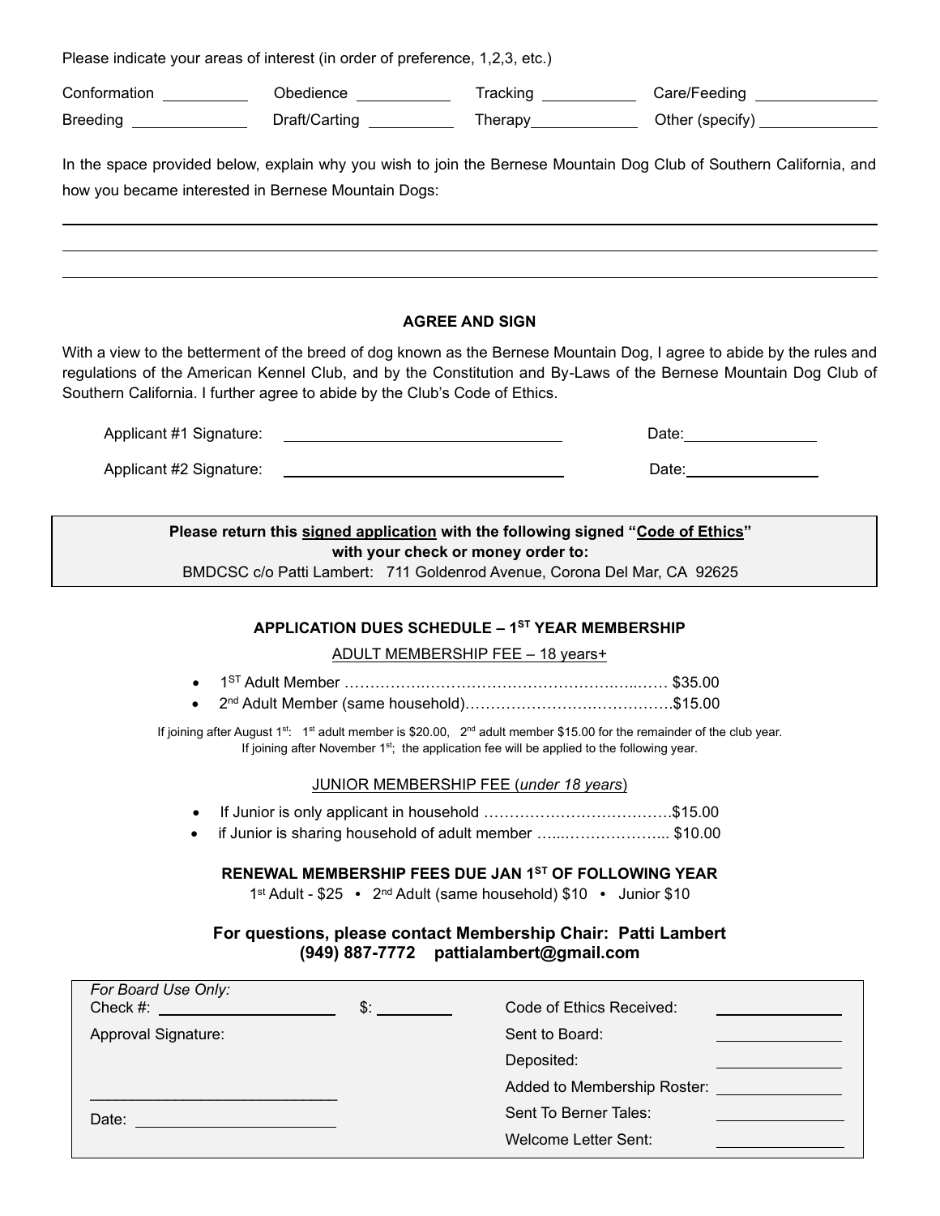Please indicate your areas of interest (in order of preference, 1,2,3, etc.)

| | | | |
|---|---|---|---|
| Conformation ________ | Obedience ________ | Tracking ________ | Care/Feeding ________ |
| Breeding ________ | Draft/Carting ________ | Therapy ________ | Other (specify) ________ |

In the space provided below, explain why you wish to join the Bernese Mountain Dog Club of Southern California, and how you became interested in Bernese Mountain Dogs:

______________________________________________________________________

______________________________________________________________________

______________________________________________________________________

**AGREE AND SIGN**

With a view to the betterment of the breed of dog known as the Bernese Mountain Dog, I agree to abide by the rules and regulations of the American Kennel Club, and by the Constitution and By-Laws of the Bernese Mountain Dog Club of Southern California. I further agree to abide by the Club's Code of Ethics.

Applicant #1 Signature: ______________________________ Date: ______________

Applicant #2 Signature: ______________________________ Date: ______________

**Please return this signed application with the following signed "Code of Ethics" with your check or money order to:**
BMDCSC c/o Patti Lambert: 711 Goldenrod Avenue, Corona Del Mar, CA 92625

**APPLICATION DUES SCHEDULE – 1ST YEAR MEMBERSHIP**

ADULT MEMBERSHIP FEE – 18 years+

- 1ST Adult Member ………………………………………………………… $35.00
- 2nd Adult Member (same household)…………………………………….$15.00

If joining after August 1st: 1st adult member is $20.00, 2nd adult member $15.00 for the remainder of the club year.
If joining after November 1st; the application fee will be applied to the following year.

JUNIOR MEMBERSHIP FEE (*under 18 years*)

- If Junior is only applicant in household ……………………………….$15.00
- if Junior is sharing household of adult member …...………………... $10.00

**RENEWAL MEMBERSHIP FEES DUE JAN 1ST OF FOLLOWING YEAR**

1st Adult - $25 • 2nd Adult (same household) $10 • Junior $10

**For questions, please contact Membership Chair: Patti Lambert**
**(949) 887-7772 pattialambert@gmail.com**

*For Board Use Only:*

| | |
|---|---|
| Check #: ____________ $: ________ | Code of Ethics Received: ________ |
| Approval Signature: | Sent to Board: ________ |
| | Deposited: ________ |
| ______________________ | Added to Membership Roster: ________ |
| Date: ____________ | Sent To Berner Tales: ________ |
| | Welcome Letter Sent: ________ |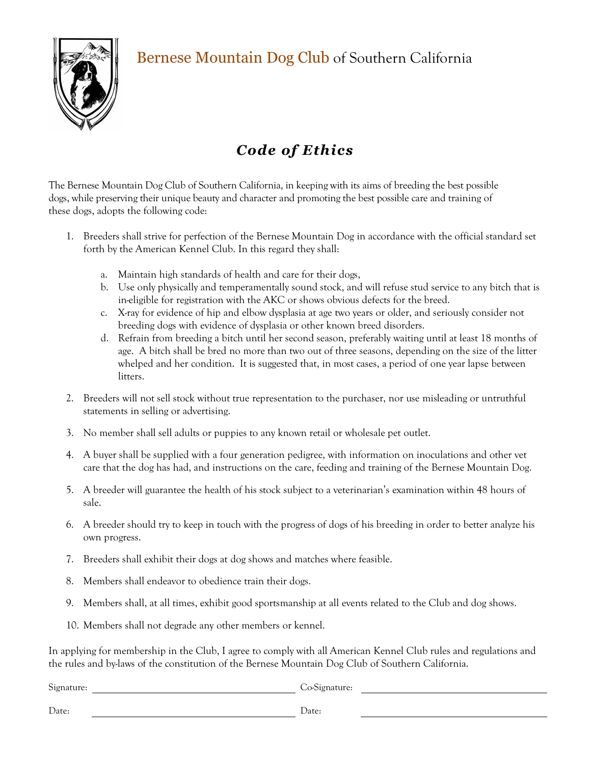# Bernese Mountain Dog Club of Southern California

## *Code of Ethics*

The Bernese Mountain Dog Club of Southern California, in keeping with its aims of breeding the best possible dogs, while preserving their unique beauty and character and promoting the best possible care and training of these dogs, adopts the following code:

1. Breeders shall strive for perfection of the Bernese Mountain Dog in accordance with the official standard set forth by the American Kennel Club. In this regard they shall:

   a. Maintain high standards of health and care for their dogs,
   b. Use only physically and temperamentally sound stock, and will refuse stud service to any bitch that is in-eligible for registration with the AKC or shows obvious defects for the breed.
   c. X-ray for evidence of hip and elbow dysplasia at age two years or older, and seriously consider not breeding dogs with evidence of dysplasia or other known breed disorders.
   d. Refrain from breeding a bitch until her second season, preferably waiting until at least 18 months of age. A bitch shall be bred no more than two out of three seasons, depending on the size of the litter whelped and her condition. It is suggested that, in most cases, a period of one year lapse between litters.

2. Breeders will not sell stock without true representation to the purchaser, nor use misleading or untruthful statements in selling or advertising.

3. No member shall sell adults or puppies to any known retail or wholesale pet outlet.

4. A buyer shall be supplied with a four generation pedigree, with information on inoculations and other vet care that the dog has had, and instructions on the care, feeding and training of the Bernese Mountain Dog.

5. A breeder will guarantee the health of his stock subject to a veterinarian's examination within 48 hours of sale.

6. A breeder should try to keep in touch with the progress of dogs of his breeding in order to better analyze his own progress.

7. Breeders shall exhibit their dogs at dog shows and matches where feasible.

8. Members shall endeavor to obedience train their dogs.

9. Members shall, at all times, exhibit good sportsmanship at all events related to the Club and dog shows.

10. Members shall not degrade any other members or kennel.

In applying for membership in the Club, I agree to comply with all American Kennel Club rules and regulations and the rules and by-laws of the constitution of the Bernese Mountain Dog Club of Southern California.

Signature: ______________________ Co-Signature: ______________________

Date: ______________________ Date: ______________________